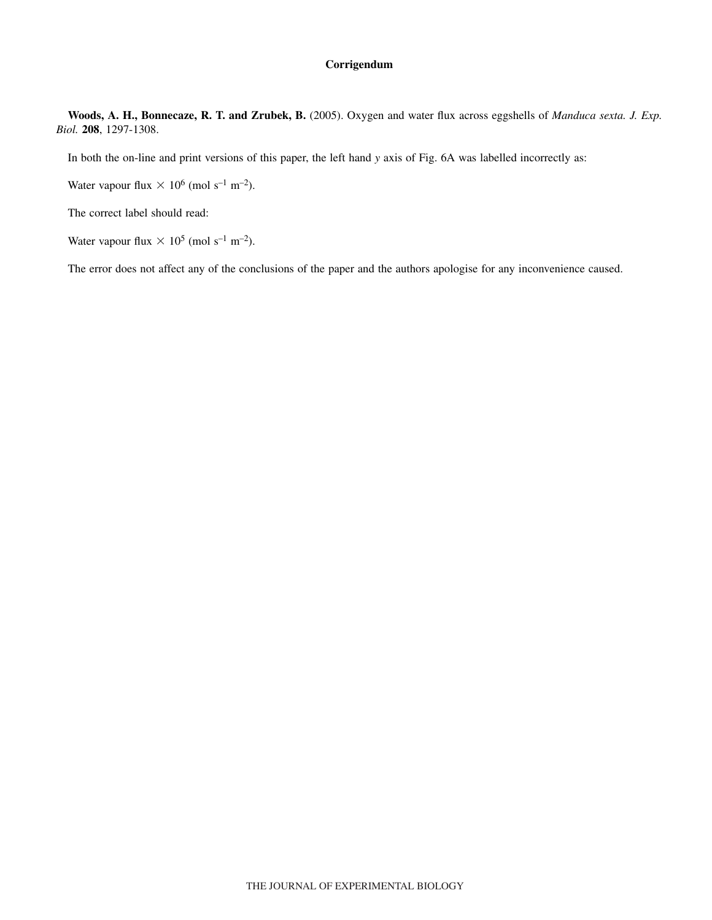# Corrigendum

**Woods, A. H., Bonnecaze, R. T. and Zrubek, B.** (2005). Oxygen and water flux across eggshells of *Manduca sexta*. *J. Exp. Biol.* **208**, 1297-1308.

In both the on-line and print versions of this paper, the left hand *y* axis of Fig. 6A was labelled incorrectly as:

Water vapour flux $\times 10^6$ (mol $s^{-1}$ $m^{-2}$).

The correct label should read:

Water vapour flux $\times 10^5$ (mol $s^{-1}$ $m^{-2}$).

The error does not affect any of the conclusions of the paper and the authors apologise for any inconvenience caused.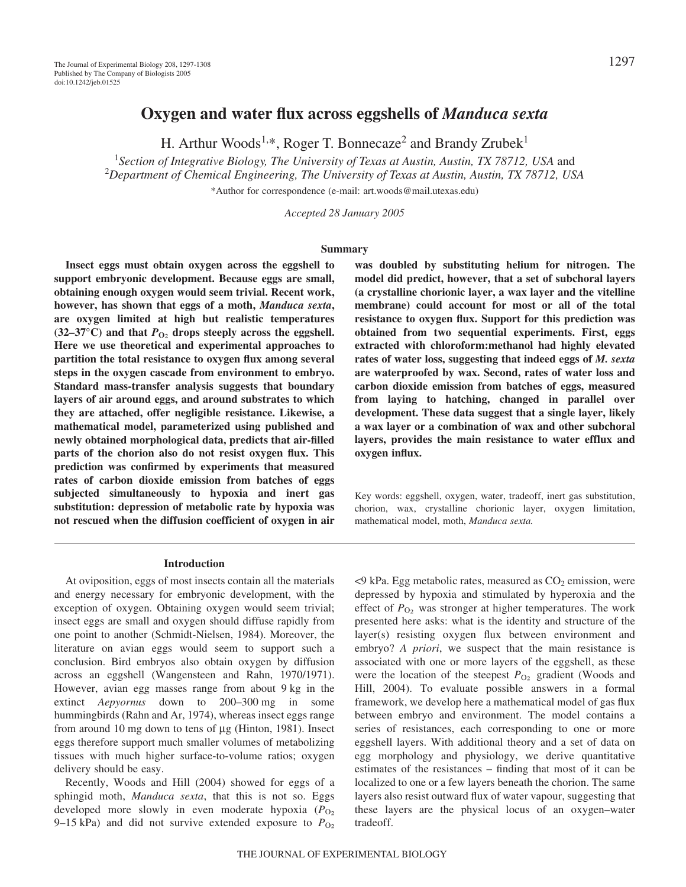# Oxygen and water flux across eggshells of *Manduca sexta*

H. Arthur Woods[1,*], Roger T. Bonnecaze[2] and Brandy Zrubek[1]

[1]*Section of Integrative Biology, The University of Texas at Austin, Austin, TX 78712, USA* and
[2]*Department of Chemical Engineering, The University of Texas at Austin, Austin, TX 78712, USA*

*Author for correspondence (e-mail: art.woods@mail.utexas.edu)

*Accepted 28 January 2005*

## Summary

**Insect eggs must obtain oxygen across the eggshell to support embryonic development. Because eggs are small, obtaining enough oxygen would seem trivial. Recent work, however, has shown that eggs of a moth, *Manduca sexta*, are oxygen limited at high but realistic temperatures (32–37°C) and that $P_{O_2}$ drops steeply across the eggshell. Here we use theoretical and experimental approaches to partition the total resistance to oxygen flux among several steps in the oxygen cascade from environment to embryo. Standard mass-transfer analysis suggests that boundary layers of air around eggs, and around substrates to which they are attached, offer negligible resistance. Likewise, a mathematical model, parameterized using published and newly obtained morphological data, predicts that air-filled parts of the chorion also do not resist oxygen flux. This prediction was confirmed by experiments that measured rates of carbon dioxide emission from batches of eggs subjected simultaneously to hypoxia and inert gas substitution: depression of metabolic rate by hypoxia was not rescued when the diffusion coefficient of oxygen in air was doubled by substituting helium for nitrogen. The model did predict, however, that a set of subchoral layers (a crystalline chorionic layer, a wax layer and the vitelline membrane) could account for most or all of the total resistance to oxygen flux. Support for this prediction was obtained from two sequential experiments. First, eggs extracted with chloroform:methanol had highly elevated rates of water loss, suggesting that indeed eggs of *M. sexta* are waterproofed by wax. Second, rates of water loss and carbon dioxide emission from batches of eggs, measured from laying to hatching, changed in parallel over development. These data suggest that a single layer, likely a wax layer or a combination of wax and other subchoral layers, provides the main resistance to water efflux and oxygen influx.**

Key words: eggshell, oxygen, water, tradeoff, inert gas substitution, chorion, wax, crystalline chorionic layer, oxygen limitation, mathematical model, moth, *Manduca sexta*.

## Introduction

At oviposition, eggs of most insects contain all the materials and energy necessary for embryonic development, with the exception of oxygen. Obtaining oxygen would seem trivial; insect eggs are small and oxygen should diffuse rapidly from one point to another (Schmidt-Nielsen, 1984). Moreover, the literature on avian eggs would seem to support such a conclusion. Bird embryos also obtain oxygen by diffusion across an eggshell (Wangensteen and Rahn, 1970/1971). However, avian egg masses range from about 9 kg in the extinct *Aepyornus* down to 200–300 mg in some hummingbirds (Rahn and Ar, 1974), whereas insect eggs range from around 10 mg down to tens of µg (Hinton, 1981). Insect eggs therefore support much smaller volumes of metabolizing tissues with much higher surface-to-volume ratios; oxygen delivery should be easy.

Recently, Woods and Hill (2004) showed for eggs of a sphingid moth, *Manduca sexta*, that this is not so. Eggs developed more slowly in even moderate hypoxia ($P_{O_2}$ 9–15 kPa) and did not survive extended exposure to $P_{O_2}$ <9 kPa. Egg metabolic rates, measured as $CO_2$ emission, were depressed by hypoxia and stimulated by hyperoxia and the effect of $P_{O_2}$ was stronger at higher temperatures. The work presented here asks: what is the identity and structure of the layer(s) resisting oxygen flux between environment and embryo? *A priori*, we suspect that the main resistance is associated with one or more layers of the eggshell, as these were the location of the steepest $P_{O_2}$ gradient (Woods and Hill, 2004). To evaluate possible answers in a formal framework, we develop here a mathematical model of gas flux between embryo and environment. The model contains a series of resistances, each corresponding to one or more eggshell layers. With additional theory and a set of data on egg morphology and physiology, we derive quantitative estimates of the resistances – finding that most of it can be localized to one or a few layers beneath the chorion. The same layers also resist outward flux of water vapour, suggesting that these layers are the physical locus of an oxygen–water tradeoff.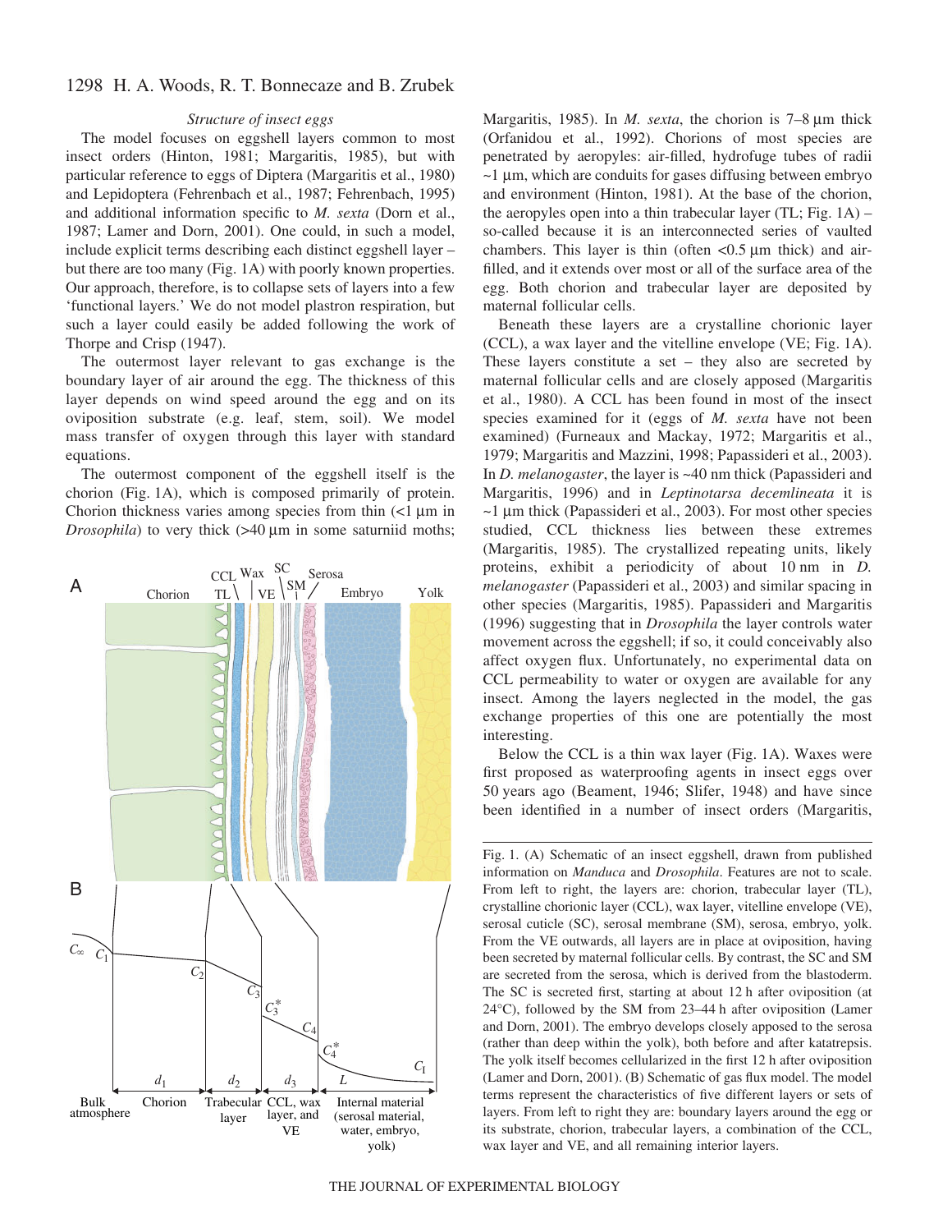### *Structure of insect eggs*

The model focuses on eggshell layers common to most insect orders (Hinton, 1981; Margaritis, 1985), but with particular reference to eggs of Diptera (Margaritis et al., 1980) and Lepidoptera (Fehrenbach et al., 1987; Fehrenbach, 1995) and additional information specific to *M. sexta* (Dorn et al., 1987; Lamer and Dorn, 2001). One could, in such a model, include explicit terms describing each distinct eggshell layer – but there are too many (Fig. 1A) with poorly known properties. Our approach, therefore, is to collapse sets of layers into a few 'functional layers.' We do not model plastron respiration, but such a layer could easily be added following the work of Thorpe and Crisp (1947).

The outermost layer relevant to gas exchange is the boundary layer of air around the egg. The thickness of this layer depends on wind speed around the egg and on its oviposition substrate (e.g. leaf, stem, soil). We model mass transfer of oxygen through this layer with standard equations.

The outermost component of the eggshell itself is the chorion (Fig. 1A), which is composed primarily of protein. Chorion thickness varies among species from thin (<1 μm in *Drosophila*) to very thick (>40 μm in some saturniid moths; Margaritis, 1985). In *M. sexta*, the chorion is 7–8 μm thick (Orfanidou et al., 1992). Chorions of most species are penetrated by aeropyles: air-filled, hydrofuge tubes of radii ~1 μm, which are conduits for gases diffusing between embryo and environment (Hinton, 1981). At the base of the chorion, the aeropyles open into a thin trabecular layer (TL; Fig. 1A) – so-called because it is an interconnected series of vaulted chambers. This layer is thin (often <0.5 μm thick) and air-filled, and it extends over most or all of the surface area of the egg. Both chorion and trabecular layer are deposited by maternal follicular cells.

Beneath these layers are a crystalline chorionic layer (CCL), a wax layer and the vitelline envelope (VE; Fig. 1A). These layers constitute a set – they also are secreted by maternal follicular cells and are closely apposed (Margaritis et al., 1980). A CCL has been found in most of the insect species examined for it (eggs of *M. sexta* have not been examined) (Furneaux and Mackay, 1972; Margaritis et al., 1979; Margaritis and Mazzini, 1998; Papassideri et al., 2003). In *D. melanogaster*, the layer is ~40 nm thick (Papassideri and Margaritis, 1996) and in *Leptinotarsa decemlineata* it is ~1 μm thick (Papassideri et al., 2003). For most other species studied, CCL thickness lies between these extremes (Margaritis, 1985). The crystallized repeating units, likely proteins, exhibit a periodicity of about 10 nm in *D. melanogaster* (Papassideri et al., 2003) and similar spacing in other species (Margaritis, 1985). Papassideri and Margaritis (1996) suggesting that in *Drosophila* the layer controls water movement across the eggshell; if so, it could conceivably also affect oxygen flux. Unfortunately, no experimental data on CCL permeability to water or oxygen are available for any insect. Among the layers neglected in the model, the gas exchange properties of this one are potentially the most interesting.

Below the CCL is a thin wax layer (Fig. 1A). Waxes were first proposed as waterproofing agents in insect eggs over 50 years ago (Beament, 1946; Slifer, 1948) and have since been identified in a number of insect orders (Margaritis,

Fig. 1. (A) Schematic of an insect eggshell, drawn from published information on *Manduca* and *Drosophila*. Features are not to scale. From left to right, the layers are: chorion, trabecular layer (TL), crystalline chorionic layer (CCL), wax layer, vitelline envelope (VE), serosal cuticle (SC), serosal membrane (SM), serosa, embryo, yolk. From the VE outwards, all layers are in place at oviposition, having been secreted by maternal follicular cells. By contrast, the SC and SM are secreted from the serosa, which is derived from the blastoderm. The SC is secreted first, starting at about 12 h after oviposition (at 24°C), followed by the SM from 23–44 h after oviposition (Lamer and Dorn, 2001). The embryo develops closely apposed to the serosa (rather than deep within the yolk), both before and after katatrepsis. The yolk itself becomes cellularized in the first 12 h after oviposition (Lamer and Dorn, 2001). (B) Schematic of gas flux model. The model terms represent the characteristics of five different layers or sets of layers. From left to right they are: boundary layers around the egg or its substrate, chorion, trabecular layers, a combination of the CCL, wax layer and VE, and all remaining interior layers.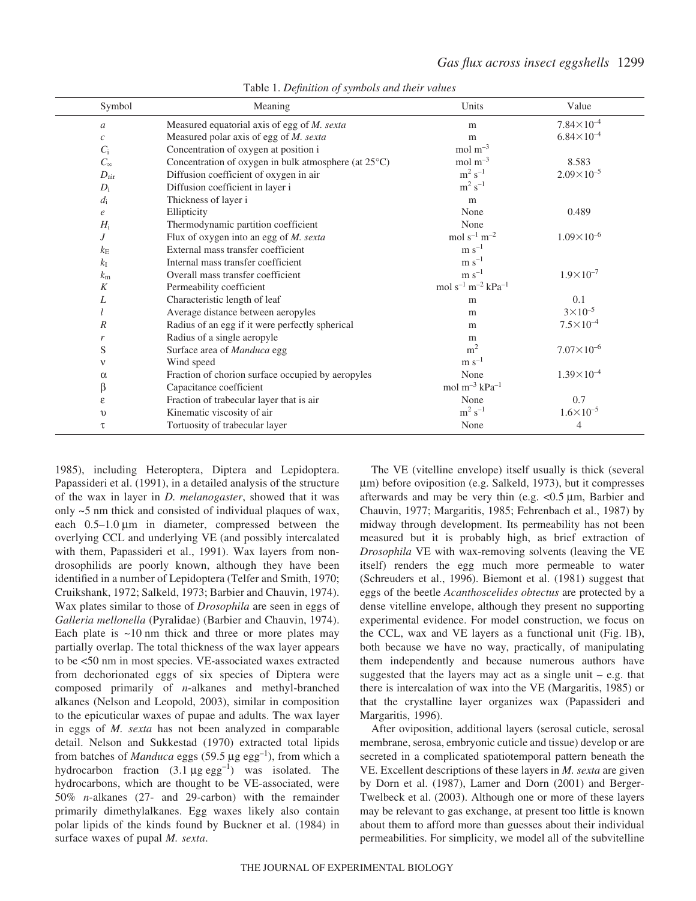Table 1. *Definition of symbols and their values*

| Symbol | Meaning | Units | Value |
|---|---|---|---|
| $a$ | Measured equatorial axis of egg of *M. sexta* | m | $7.84\times10^{-4}$ |
| $c$ | Measured polar axis of egg of *M. sexta* | m | $6.84\times10^{-4}$ |
| $C_i$ | Concentration of oxygen at position i | mol m$^{-3}$ | |
| $C_\infty$ | Concentration of oxygen in bulk atmosphere (at 25°C) | mol m$^{-3}$ | 8.583 |
| $D_{air}$ | Diffusion coefficient of oxygen in air | m$^2$ s$^{-1}$ | $2.09\times10^{-5}$ |
| $D_i$ | Diffusion coefficient in layer i | m$^2$ s$^{-1}$ | |
| $d_i$ | Thickness of layer i | m | |
| $e$ | Ellipticity | None | 0.489 |
| $H_i$ | Thermodynamic partition coefficient | None | |
| $J$ | Flux of oxygen into an egg of *M. sexta* | mol s$^{-1}$ m$^{-2}$ | $1.09\times10^{-6}$ |
| $k_E$ | External mass transfer coefficient | m s$^{-1}$ | |
| $k_I$ | Internal mass transfer coefficient | m s$^{-1}$ | |
| $k_m$ | Overall mass transfer coefficient | m s$^{-1}$ | $1.9\times10^{-7}$ |
| $K$ | Permeability coefficient | mol s$^{-1}$ m$^{-2}$ kPa$^{-1}$ | |
| $L$ | Characteristic length of leaf | m | 0.1 |
| $l$ | Average distance between aeropyles | m | $3\times10^{-5}$ |
| $R$ | Radius of an egg if it were perfectly spherical | m | $7.5\times10^{-4}$ |
| $r$ | Radius of a single aeropyle | m | |
| S | Surface area of *Manduca* egg | m$^2$ | $7.07\times10^{-6}$ |
| $\nu$ | Wind speed | m s$^{-1}$ | |
| $\alpha$ | Fraction of chorion surface occupied by aeropyles | None | $1.39\times10^{-4}$ |
| $\beta$ | Capacitance coefficient | mol m$^{-3}$ kPa$^{-1}$ | |
| $\varepsilon$ | Fraction of trabecular layer that is air | None | 0.7 |
| $\upsilon$ | Kinematic viscosity of air | m$^2$ s$^{-1}$ | $1.6\times10^{-5}$ |
| $\tau$ | Tortuosity of trabecular layer | None | 4 |

1985), including Heteroptera, Diptera and Lepidoptera. Papassideri et al. (1991), in a detailed analysis of the structure of the wax in layer in *D. melanogaster*, showed that it was only ~5 nm thick and consisted of individual plaques of wax, each 0.5–1.0 µm in diameter, compressed between the overlying CCL and underlying VE (and possibly intercalated with them, Papassideri et al., 1991). Wax layers from non-drosophilids are poorly known, although they have been identified in a number of Lepidoptera (Telfer and Smith, 1970; Cruikshank, 1972; Salkeld, 1973; Barbier and Chauvin, 1974). Wax plates similar to those of *Drosophila* are seen in eggs of *Galleria mellonella* (Pyralidae) (Barbier and Chauvin, 1974). Each plate is ~10 nm thick and three or more plates may partially overlap. The total thickness of the wax layer appears to be <50 nm in most species. VE-associated waxes extracted from dechorionated eggs of six species of Diptera were composed primarily of *n*-alkanes and methyl-branched alkanes (Nelson and Leopold, 2003), similar in composition to the epicuticular waxes of pupae and adults. The wax layer in eggs of *M. sexta* has not been analyzed in comparable detail. Nelson and Sukkestad (1970) extracted total lipids from batches of *Manduca* eggs (59.5 µg egg$^{-1}$), from which a hydrocarbon fraction (3.1 µg egg$^{-1}$) was isolated. The hydrocarbons, which are thought to be VE-associated, were 50% *n*-alkanes (27- and 29-carbon) with the remainder primarily dimethylalkanes. Egg waxes likely also contain polar lipids of the kinds found by Buckner et al. (1984) in surface waxes of pupal *M. sexta*.

The VE (vitelline envelope) itself usually is thick (several µm) before oviposition (e.g. Salkeld, 1973), but it compresses afterwards and may be very thin (e.g. <0.5 µm, Barbier and Chauvin, 1977; Margaritis, 1985; Fehrenbach et al., 1987) by midway through development. Its permeability has not been measured but it is probably high, as brief extraction of *Drosophila* VE with wax-removing solvents (leaving the VE itself) renders the egg much more permeable to water (Schreuders et al., 1996). Biemont et al. (1981) suggest that eggs of the beetle *Acanthoscelides obtectus* are protected by a dense vitelline envelope, although they present no supporting experimental evidence. For model construction, we focus on the CCL, wax and VE layers as a functional unit (Fig. 1B), both because we have no way, practically, of manipulating them independently and because numerous authors have suggested that the layers may act as a single unit – e.g. that there is intercalation of wax into the VE (Margaritis, 1985) or that the crystalline layer organizes wax (Papassideri and Margaritis, 1996).

After oviposition, additional layers (serosal cuticle, serosal membrane, serosa, embryonic cuticle and tissue) develop or are secreted in a complicated spatiotemporal pattern beneath the VE. Excellent descriptions of these layers in *M. sexta* are given by Dorn et al. (1987), Lamer and Dorn (2001) and Berger-Twelbeck et al. (2003). Although one or more of these layers may be relevant to gas exchange, at present too little is known about them to afford more than guesses about their individual permeabilities. For simplicity, we model all of the subvitelline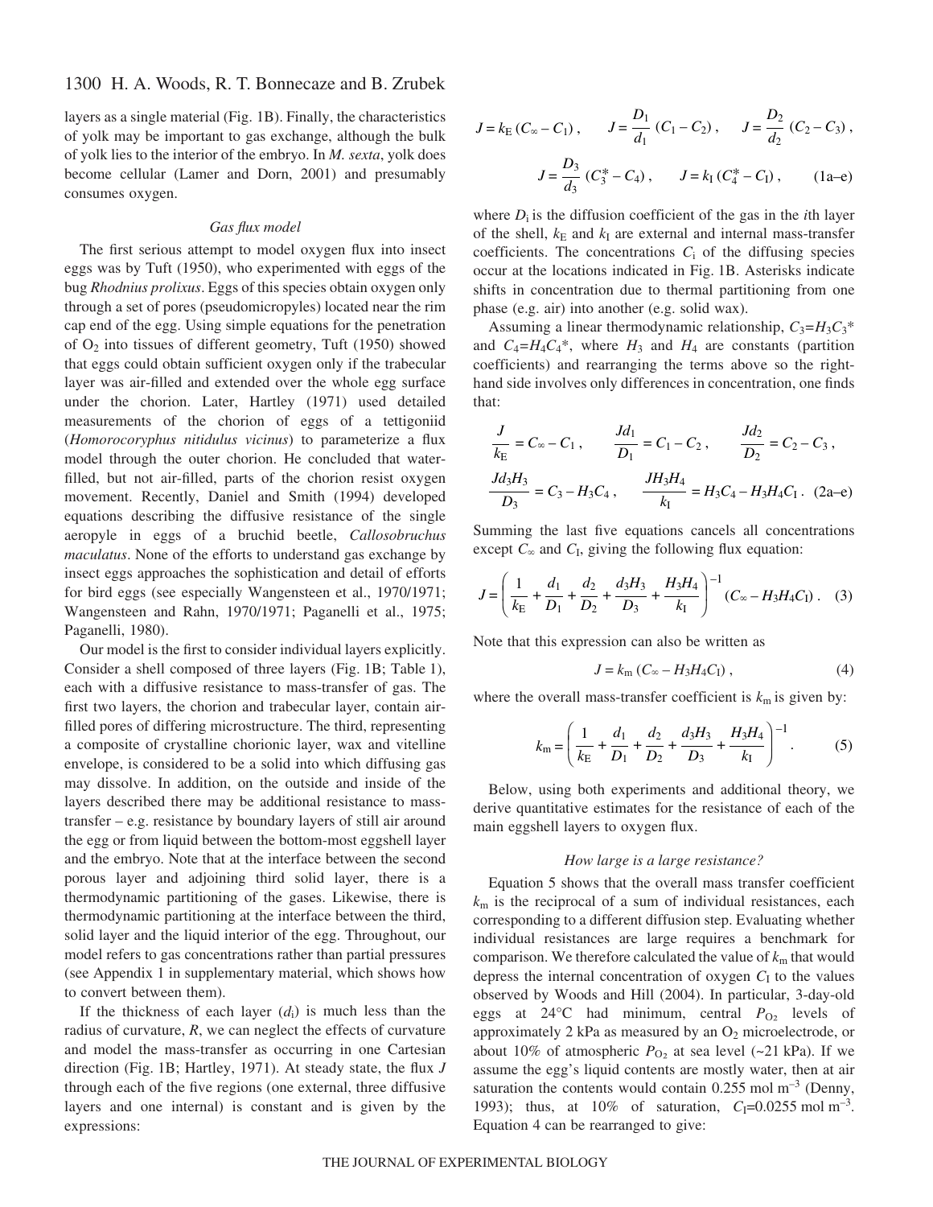layers as a single material (Fig. 1B). Finally, the characteristics of yolk may be important to gas exchange, although the bulk of yolk lies to the interior of the embryo. In *M. sexta*, yolk does become cellular (Lamer and Dorn, 2001) and presumably consumes oxygen.

### *Gas flux model*

The first serious attempt to model oxygen flux into insect eggs was by Tuft (1950), who experimented with eggs of the bug *Rhodnius prolixus*. Eggs of this species obtain oxygen only through a set of pores (pseudomicropyles) located near the rim cap end of the egg. Using simple equations for the penetration of $O_2$ into tissues of different geometry, Tuft (1950) showed that eggs could obtain sufficient oxygen only if the trabecular layer was air-filled and extended over the whole egg surface under the chorion. Later, Hartley (1971) used detailed measurements of the chorion of eggs of a tettigoniid (*Homorocoryphus nitidulus vicinus*) to parameterize a flux model through the outer chorion. He concluded that water-filled, but not air-filled, parts of the chorion resist oxygen movement. Recently, Daniel and Smith (1994) developed equations describing the diffusive resistance of the single aeropyle in eggs of a bruchid beetle, *Callosobruchus maculatus*. None of the efforts to understand gas exchange by insect eggs approaches the sophistication and detail of efforts for bird eggs (see especially Wangensteen et al., 1970/1971; Wangensteen and Rahn, 1970/1971; Paganelli et al., 1975; Paganelli, 1980).

Our model is the first to consider individual layers explicitly. Consider a shell composed of three layers (Fig. 1B; Table 1), each with a diffusive resistance to mass-transfer of gas. The first two layers, the chorion and trabecular layer, contain air-filled pores of differing microstructure. The third, representing a composite of crystalline chorionic layer, wax and vitelline envelope, is considered to be a solid into which diffusing gas may dissolve. In addition, on the outside and inside of the layers described there may be additional resistance to mass-transfer – e.g. resistance by boundary layers of still air around the egg or from liquid between the bottom-most eggshell layer and the embryo. Note that at the interface between the second porous layer and adjoining third solid layer, there is a thermodynamic partitioning of the gases. Likewise, there is thermodynamic partitioning at the interface between the third, solid layer and the liquid interior of the egg. Throughout, our model refers to gas concentrations rather than partial pressures (see Appendix 1 in supplementary material, which shows how to convert between them).

If the thickness of each layer ($d_i$) is much less than the radius of curvature, $R$, we can neglect the effects of curvature and model the mass-transfer as occurring in one Cartesian direction (Fig. 1B; Hartley, 1971). At steady state, the flux $J$ through each of the five regions (one external, three diffusive layers and one internal) is constant and is given by the expressions:

$$J = k_E\,(C_\infty - C_1)\,, \qquad J = \frac{D_1}{d_1}\,(C_1 - C_2)\,, \qquad J = \frac{D_2}{d_2}\,(C_2 - C_3)\,,$$

$$J = \frac{D_3}{d_3}\,(C_3^* - C_4)\,, \qquad J = k_I\,(C_4^* - C_I)\,, \qquad \text{(1a–e)}$$

where $D_i$ is the diffusion coefficient of the gas in the $i$th layer of the shell, $k_E$ and $k_I$ are external and internal mass-transfer coefficients. The concentrations $C_i$ of the diffusing species occur at the locations indicated in Fig. 1B. Asterisks indicate shifts in concentration due to thermal partitioning from one phase (e.g. air) into another (e.g. solid wax).

Assuming a linear thermodynamic relationship, $C_3=H_3C_3^*$ and $C_4=H_4C_4^*$, where $H_3$ and $H_4$ are constants (partition coefficients) and rearranging the terms above so the right-hand side involves only differences in concentration, one finds that:

$$\frac{J}{k_E} = C_\infty - C_1\,, \qquad \frac{Jd_1}{D_1} = C_1 - C_2\,, \qquad \frac{Jd_2}{D_2} = C_2 - C_3\,,$$

$$\frac{Jd_3H_3}{D_3} = C_3 - H_3C_4\,, \qquad \frac{JH_3H_4}{k_I} = H_3C_4 - H_3H_4C_I\,. \qquad \text{(2a–e)}$$

Summing the last five equations cancels all concentrations except $C_\infty$ and $C_I$, giving the following flux equation:

$$J = \left( \frac{1}{k_E} + \frac{d_1}{D_1} + \frac{d_2}{D_2} + \frac{d_3H_3}{D_3} + \frac{H_3H_4}{k_I} \right)^{-1} (C_\infty - H_3H_4C_I)\,. \qquad (3)$$

Note that this expression can also be written as

$$J = k_m\,(C_\infty - H_3H_4C_I)\,, \qquad (4)$$

where the overall mass-transfer coefficient is $k_m$ is given by:

$$k_m = \left( \frac{1}{k_E} + \frac{d_1}{D_1} + \frac{d_2}{D_2} + \frac{d_3H_3}{D_3} + \frac{H_3H_4}{k_I} \right)^{-1}. \qquad (5)$$

Below, using both experiments and additional theory, we derive quantitative estimates for the resistance of each of the main eggshell layers to oxygen flux.

### *How large is a large resistance?*

Equation 5 shows that the overall mass transfer coefficient $k_m$ is the reciprocal of a sum of individual resistances, each corresponding to a different diffusion step. Evaluating whether individual resistances are large requires a benchmark for comparison. We therefore calculated the value of $k_m$ that would depress the internal concentration of oxygen $C_I$ to the values observed by Woods and Hill (2004). In particular, 3-day-old eggs at 24°C had minimum, central $P_{O_2}$ levels of approximately 2 kPa as measured by an $O_2$ microelectrode, or about 10% of atmospheric $P_{O_2}$ at sea level (~21 kPa). If we assume the egg's liquid contents are mostly water, then at air saturation the contents would contain 0.255 mol m$^{-3}$ (Denny, 1993); thus, at 10% of saturation, $C_I$=0.0255 mol m$^{-3}$. Equation 4 can be rearranged to give: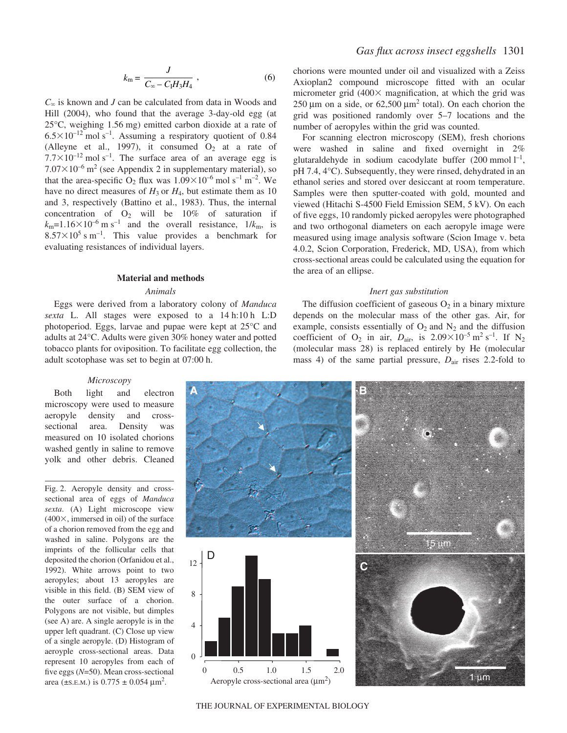$$k_m = \frac{J}{C_\infty - C_I H_3 H_4}\ , \tag{6}$$

$C_\infty$ is known and $J$ can be calculated from data in Woods and Hill (2004), who found that the average 3-day-old egg (at 25°C, weighing 1.56 mg) emitted carbon dioxide at a rate of $6.5\times10^{-12}$ mol s$^{-1}$. Assuming a respiratory quotient of 0.84 (Alleyne et al., 1997), it consumed $O_2$ at a rate of $7.7\times10^{-12}$ mol s$^{-1}$. The surface area of an average egg is $7.07\times10^{-6}$ m$^2$ (see Appendix 2 in supplementary material), so that the area-specific $O_2$ flux was $1.09\times10^{-6}$ mol s$^{-1}$ m$^{-2}$. We have no direct measures of $H_3$ or $H_4$, but estimate them as 10 and 3, respectively (Battino et al., 1983). Thus, the internal concentration of $O_2$ will be 10% of saturation if $k_m=1.16\times10^{-6}$ m s$^{-1}$ and the overall resistance, $1/k_m$, is $8.57\times10^5$ s m$^{-1}$. This value provides a benchmark for evaluating resistances of individual layers.

## Material and methods

### *Animals*

Eggs were derived from a laboratory colony of *Manduca sexta* L. All stages were exposed to a 14 h:10 h L:D photoperiod. Eggs, larvae and pupae were kept at 25°C and adults at 24°C. Adults were given 30% honey water and potted tobacco plants for oviposition. To facilitate egg collection, the adult scotophase was set to begin at 07:00 h.

### *Microscopy*

Both light and electron microscopy were used to measure aeropyle density and cross-sectional area. Density was measured on 10 isolated chorions washed gently in saline to remove yolk and other debris. Cleaned chorions were mounted under oil and visualized with a Zeiss Axioplan2 compound microscope fitted with an ocular micrometer grid (400× magnification, at which the grid was 250 μm on a side, or 62,500 μm$^2$ total). On each chorion the grid was positioned randomly over 5–7 locations and the number of aeropyles within the grid was counted.

For scanning electron microscopy (SEM), fresh chorions were washed in saline and fixed overnight in 2% glutaraldehyde in sodium cacodylate buffer (200 mmol l$^{-1}$, pH 7.4, 4°C). Subsequently, they were rinsed, dehydrated in an ethanol series and stored over desiccant at room temperature. Samples were then sputter-coated with gold, mounted and viewed (Hitachi S-4500 Field Emission SEM, 5 kV). On each of five eggs, 10 randomly picked aeropyles were photographed and two orthogonal diameters on each aeropyle image were measured using image analysis software (Scion Image v. beta 4.0.2, Scion Corporation, Frederick, MD, USA), from which cross-sectional areas could be calculated using the equation for the area of an ellipse.

### *Inert gas substitution*

The diffusion coefficient of gaseous $O_2$ in a binary mixture depends on the molecular mass of the other gas. Air, for example, consists essentially of $O_2$ and $N_2$ and the diffusion coefficient of $O_2$ in air, $D_{air}$, is $2.09\times10^{-5}$ m$^2$ s$^{-1}$. If $N_2$ (molecular mass 28) is replaced entirely by He (molecular mass 4) of the same partial pressure, $D_{air}$ rises 2.2-fold to

Fig. 2. Aeropyle density and cross-sectional area of eggs of *Manduca sexta*. (A) Light microscope view (400×, immersed in oil) of the surface of a chorion removed from the egg and washed in saline. Polygons are the imprints of the follicular cells that deposited the chorion (Orfanidou et al., 1992). White arrows point to two aeropyles; about 13 aeropyles are visible in this field. (B) SEM view of the outer surface of a chorion. Polygons are not visible, but dimples (see A) are. A single aeropyle is in the upper left quadrant. (C) Close up view of a single aeropyle. (D) Histogram of aeroyple cross-sectional areas. Data represent 10 aeropyles from each of five eggs ($N$=50). Mean cross-sectional area (±S.E.M.) is 0.775 ± 0.054 μm$^2$.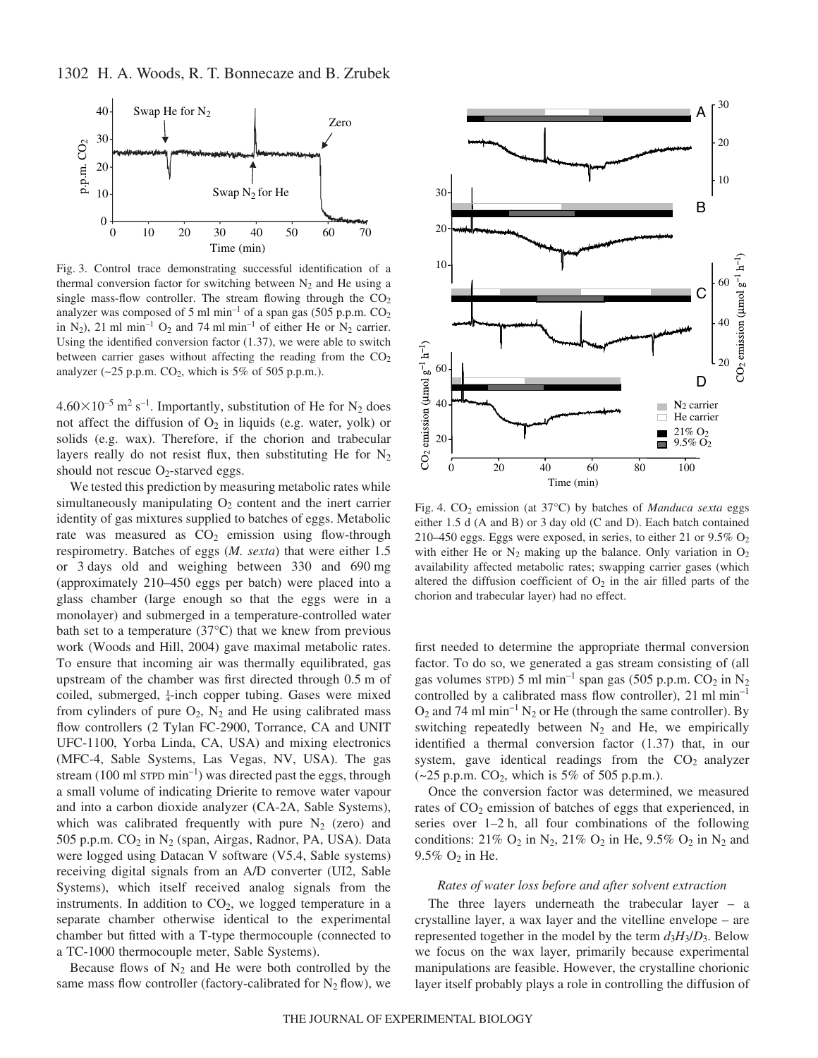Fig. 3. Control trace demonstrating successful identification of a thermal conversion factor for switching between $N_2$ and He using a single mass-flow controller. The stream flowing through the $CO_2$ analyzer was composed of 5 ml min$^{-1}$ of a span gas (505 p.p.m. $CO_2$ in $N_2$), 21 ml min$^{-1}$ $O_2$ and 74 ml min$^{-1}$ of either He or $N_2$ carrier. Using the identified conversion factor (1.37), we were able to switch between carrier gases without affecting the reading from the $CO_2$ analyzer (~25 p.p.m. $CO_2$, which is 5% of 505 p.p.m.).

$4.60\times10^{-5}$ m$^2$ s$^{-1}$. Importantly, substitution of He for $N_2$ does not affect the diffusion of $O_2$ in liquids (e.g. water, yolk) or solids (e.g. wax). Therefore, if the chorion and trabecular layers really do not resist flux, then substituting He for $N_2$ should not rescue $O_2$-starved eggs.

We tested this prediction by measuring metabolic rates while simultaneously manipulating $O_2$ content and the inert carrier identity of gas mixtures supplied to batches of eggs. Metabolic rate was measured as $CO_2$ emission using flow-through respirometry. Batches of eggs (*M. sexta*) that were either 1.5 or 3 days old and weighing between 330 and 690 mg (approximately 210–450 eggs per batch) were placed into a glass chamber (large enough so that the eggs were in a monolayer) and submerged in a temperature-controlled water bath set to a temperature (37°C) that we knew from previous work (Woods and Hill, 2004) gave maximal metabolic rates. To ensure that incoming air was thermally equilibrated, gas upstream of the chamber was first directed through 0.5 m of coiled, submerged, ¼-inch copper tubing. Gases were mixed from cylinders of pure $O_2$, $N_2$ and He using calibrated mass flow controllers (2 Tylan FC-2900, Torrance, CA and UNIT UFC-1100, Yorba Linda, CA, USA) and mixing electronics (MFC-4, Sable Systems, Las Vegas, NV, USA). The gas stream (100 ml STPD min$^{-1}$) was directed past the eggs, through a small volume of indicating Drierite to remove water vapour and into a carbon dioxide analyzer (CA-2A, Sable Systems), which was calibrated frequently with pure $N_2$ (zero) and 505 p.p.m. $CO_2$ in $N_2$ (span, Airgas, Radnor, PA, USA). Data were logged using Datacan V software (V5.4, Sable systems) receiving digital signals from an A/D converter (UI2, Sable Systems), which itself received analog signals from the instruments. In addition to $CO_2$, we logged temperature in a separate chamber otherwise identical to the experimental chamber but fitted with a T-type thermocouple (connected to a TC-1000 thermocouple meter, Sable Systems).

Because flows of $N_2$ and He were both controlled by the same mass flow controller (factory-calibrated for $N_2$ flow), we first needed to determine the appropriate thermal conversion factor. To do so, we generated a gas stream consisting of (all gas volumes STPD) 5 ml min$^{-1}$ span gas (505 p.p.m. $CO_2$ in $N_2$ controlled by a calibrated mass flow controller), 21 ml min$^{-1}$ $O_2$ and 74 ml min$^{-1}$ $N_2$ or He (through the same controller). By switching repeatedly between $N_2$ and He, we empirically identified a thermal conversion factor (1.37) that, in our system, gave identical readings from the $CO_2$ analyzer (~25 p.p.m. $CO_2$, which is 5% of 505 p.p.m.).

Once the conversion factor was determined, we measured rates of $CO_2$ emission of batches of eggs that experienced, in series over 1–2 h, all four combinations of the following conditions: 21% $O_2$ in $N_2$, 21% $O_2$ in He, 9.5% $O_2$ in $N_2$ and 9.5% $O_2$ in He.

Fig. 4. $CO_2$ emission (at 37°C) by batches of *Manduca sexta* eggs either 1.5 d (A and B) or 3 day old (C and D). Each batch contained 210–450 eggs. Eggs were exposed, in series, to either 21 or 9.5% $O_2$ with either He or $N_2$ making up the balance. Only variation in $O_2$ availability affected metabolic rates; swapping carrier gases (which altered the diffusion coefficient of $O_2$ in the air filled parts of the chorion and trabecular layer) had no effect.

#### *Rates of water loss before and after solvent extraction*

The three layers underneath the trabecular layer – a crystalline layer, a wax layer and the vitelline envelope – are represented together in the model by the term $d_3H_3/D_3$. Below we focus on the wax layer, primarily because experimental manipulations are feasible. However, the crystalline chorionic layer itself probably plays a role in controlling the diffusion of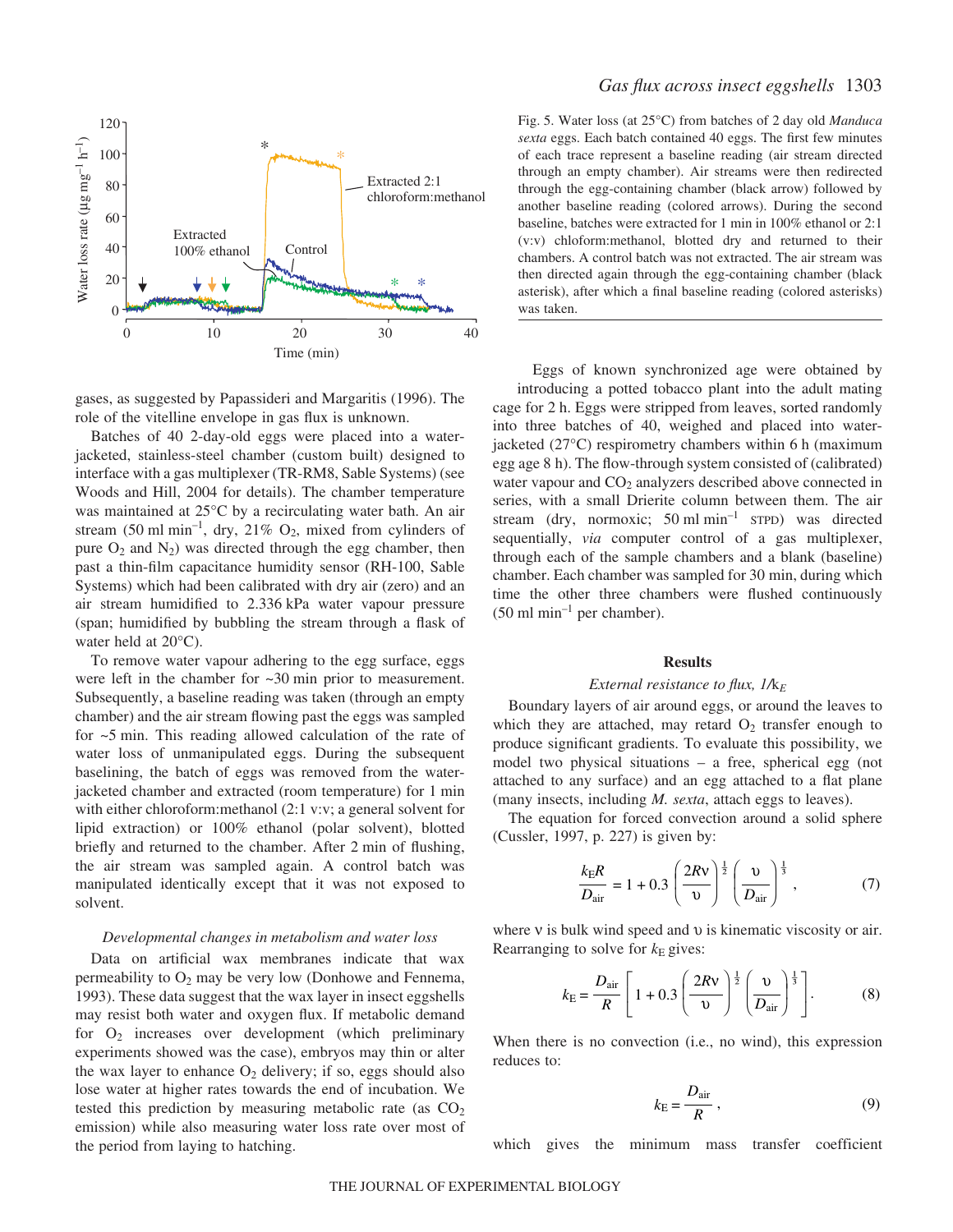Fig. 5. Water loss (at 25°C) from batches of 2 day old *Manduca sexta* eggs. Each batch contained 40 eggs. The first few minutes of each trace represent a baseline reading (air stream directed through an empty chamber). Air streams were then redirected through the egg-containing chamber (black arrow) followed by another baseline reading (colored arrows). During the second baseline, batches were extracted for 1 min in 100% ethanol or 2:1 (v:v) chloroform:methanol, blotted dry and returned to their chambers. A control batch was not extracted. The air stream was then directed again through the egg-containing chamber (black asterisk), after which a final baseline reading (colored asterisks) was taken.

gases, as suggested by Papassideri and Margaritis (1996). The role of the vitelline envelope in gas flux is unknown.

Batches of 40 2-day-old eggs were placed into a water-jacketed, stainless-steel chamber (custom built) designed to interface with a gas multiplexer (TR-RM8, Sable Systems) (see Woods and Hill, 2004 for details). The chamber temperature was maintained at 25°C by a recirculating water bath. An air stream (50 ml $min^{-1}$, dry, 21% $O_2$, mixed from cylinders of pure $O_2$ and $N_2$) was directed through the egg chamber, then past a thin-film capacitance humidity sensor (RH-100, Sable Systems) which had been calibrated with dry air (zero) and an air stream humidified to 2.336 kPa water vapour pressure (span; humidified by bubbling the stream through a flask of water held at 20°C).

To remove water vapour adhering to the egg surface, eggs were left in the chamber for ~30 min prior to measurement. Subsequently, a baseline reading was taken (through an empty chamber) and the air stream flowing past the eggs was sampled for ~5 min. This reading allowed calculation of the rate of water loss of unmanipulated eggs. During the subsequent baselining, the batch of eggs was removed from the water-jacketed chamber and extracted (room temperature) for 1 min with either chloroform:methanol (2:1 v:v; a general solvent for lipid extraction) or 100% ethanol (polar solvent), blotted briefly and returned to the chamber. After 2 min of flushing, the air stream was sampled again. A control batch was manipulated identically except that it was not exposed to solvent.

### *Developmental changes in metabolism and water loss*

Data on artificial wax membranes indicate that wax permeability to $O_2$ may be very low (Donhowe and Fennema, 1993). These data suggest that the wax layer in insect eggshells may resist both water and oxygen flux. If metabolic demand for $O_2$ increases over development (which preliminary experiments showed was the case), embryos may thin or alter the wax layer to enhance $O_2$ delivery; if so, eggs should also lose water at higher rates towards the end of incubation. We tested this prediction by measuring metabolic rate (as $CO_2$ emission) while also measuring water loss rate over most of the period from laying to hatching.

Eggs of known synchronized age were obtained by introducing a potted tobacco plant into the adult mating cage for 2 h. Eggs were stripped from leaves, sorted randomly into three batches of 40, weighed and placed into water-jacketed (27°C) respirometry chambers within 6 h (maximum egg age 8 h). The flow-through system consisted of (calibrated) water vapour and $CO_2$ analyzers described above connected in series, with a small Drierite column between them. The air stream (dry, normoxic; 50 ml $min^{-1}$ STPD) was directed sequentially, *via* computer control of a gas multiplexer, through each of the sample chambers and a blank (baseline) chamber. Each chamber was sampled for 30 min, during which time the other three chambers were flushed continuously (50 ml $min^{-1}$ per chamber).

## Results

### *External resistance to flux, $1/k_E$*

Boundary layers of air around eggs, or around the leaves to which they are attached, may retard $O_2$ transfer enough to produce significant gradients. To evaluate this possibility, we model two physical situations – a free, spherical egg (not attached to any surface) and an egg attached to a flat plane (many insects, including *M. sexta*, attach eggs to leaves).

The equation for forced convection around a solid sphere (Cussler, 1997, p. 227) is given by:

$$\frac{k_E R}{D_{air}} = 1 + 0.3\left(\frac{2R\nu}{\upsilon}\right)^{\frac{1}{2}}\left(\frac{\upsilon}{D_{air}}\right)^{\frac{1}{3}}, \qquad (7)$$

where ν is bulk wind speed and υ is kinematic viscosity or air. Rearranging to solve for $k_E$ gives:

$$k_E = \frac{D_{air}}{R}\left[1 + 0.3\left(\frac{2R\nu}{\upsilon}\right)^{\frac{1}{2}}\left(\frac{\upsilon}{D_{air}}\right)^{\frac{1}{3}}\right]. \qquad (8)$$

When there is no convection (i.e., no wind), this expression reduces to:

$$k_E = \frac{D_{air}}{R}, \qquad (9)$$

which gives the minimum mass transfer coefficient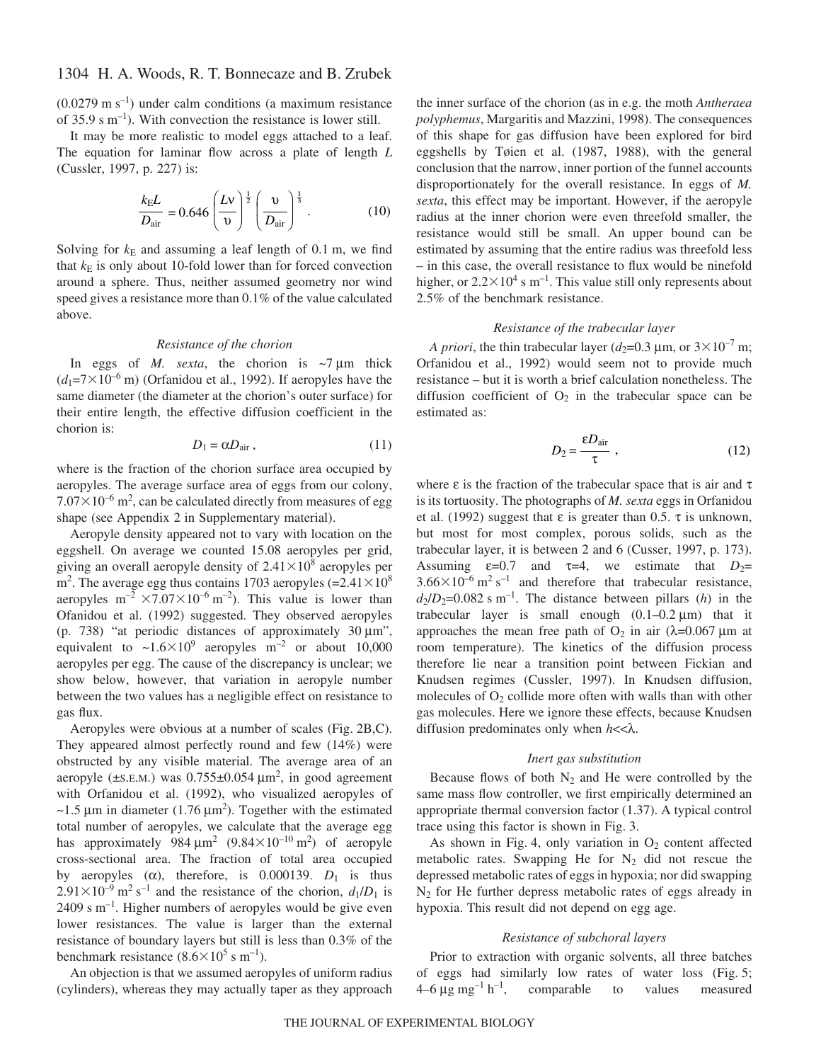($0.0279\ \mathrm{m\ s^{-1}}$) under calm conditions (a maximum resistance of $35.9\ \mathrm{s\ m^{-1}}$). With convection the resistance is lower still.

It may be more realistic to model eggs attached to a leaf. The equation for laminar flow across a plate of length $L$ (Cussler, 1997, p. 227) is:

$$\frac{k_E L}{D_{\mathrm{air}}} = 0.646 \left(\frac{L\nu}{\upsilon}\right)^{\frac{1}{2}} \left(\frac{\upsilon}{D_{\mathrm{air}}}\right)^{\frac{1}{3}} . \qquad (10)$$

Solving for $k_E$ and assuming a leaf length of 0.1 m, we find that $k_E$ is only about 10-fold lower than for forced convection around a sphere. Thus, neither assumed geometry nor wind speed gives a resistance more than 0.1% of the value calculated above.

### *Resistance of the chorion*

In eggs of *M. sexta*, the chorion is ~7 µm thick ($d_1=7\times10^{-6}$ m) (Orfanidou et al., 1992). If aeropyles have the same diameter (the diameter at the chorion's outer surface) for their entire length, the effective diffusion coefficient in the chorion is:

$$D_1 = \alpha D_{\mathrm{air}} , \qquad (11)$$

where is the fraction of the chorion surface area occupied by aeropyles. The average surface area of eggs from our colony, $7.07\times10^{-6}\ \mathrm{m^2}$, can be calculated directly from measures of egg shape (see Appendix 2 in Supplementary material).

Aeropyle density appeared not to vary with location on the eggshell. On average we counted 15.08 aeropyles per grid, giving an overall aeropyle density of $2.41\times10^8$ aeropyles per $\mathrm{m^2}$. The average egg thus contains 1703 aeropyles ($=2.41\times10^8$ aeropyles $\mathrm{m^{-2}} \times 7.07\times10^{-6}\ \mathrm{m^{-2}}$). This value is lower than Ofanidou et al. (1992) suggested. They observed aeropyles (p. 738) "at periodic distances of approximately 30 µm", equivalent to $\sim1.6\times10^9$ aeropyles $\mathrm{m^{-2}}$ or about 10,000 aeropyles per egg. The cause of the discrepancy is unclear; we show below, however, that variation in aeropyle number between the two values has a negligible effect on resistance to gas flux.

Aeropyles were obvious at a number of scales (Fig. 2B,C). They appeared almost perfectly round and few (14%) were obstructed by any visible material. The average area of an aeropyle (±S.E.M.) was $0.755\pm0.054\ \mathrm{\mu m^2}$, in good agreement with Orfanidou et al. (1992), who visualized aeropyles of ~1.5 µm in diameter ($1.76\ \mathrm{\mu m^2}$). Together with the estimated total number of aeropyles, we calculate that the average egg has approximately $984\ \mathrm{\mu m^2}$ ($9.84\times10^{-10}\ \mathrm{m^2}$) of aeropyle cross-sectional area. The fraction of total area occupied by aeropyles ($\alpha$), therefore, is 0.000139. $D_1$ is thus $2.91\times10^{-9}\ \mathrm{m^2\ s^{-1}}$ and the resistance of the chorion, $d_1/D_1$ is $2409\ \mathrm{s\ m^{-1}}$. Higher numbers of aeropyles would be give even lower resistances. The value is larger than the external resistance of boundary layers but still is less than 0.3% of the benchmark resistance ($8.6\times10^5\ \mathrm{s\ m^{-1}}$).

An objection is that we assumed aeropyles of uniform radius (cylinders), whereas they may actually taper as they approach the inner surface of the chorion (as in e.g. the moth *Antheraea polyphemus*, Margaritis and Mazzini, 1998). The consequences of this shape for gas diffusion have been explored for bird eggshells by Tøien et al. (1987, 1988), with the general conclusion that the narrow, inner portion of the funnel accounts disproportionately for the overall resistance. In eggs of *M. sexta*, this effect may be important. However, if the aeropyle radius at the inner chorion were even threefold smaller, the resistance would still be small. An upper bound can be estimated by assuming that the entire radius was threefold less – in this case, the overall resistance to flux would be ninefold higher, or $2.2\times10^4\ \mathrm{s\ m^{-1}}$. This value still only represents about 2.5% of the benchmark resistance.

### *Resistance of the trabecular layer*

*A priori*, the thin trabecular layer ($d_2$=0.3 µm, or $3\times10^{-7}$ m; Orfanidou et al., 1992) would seem not to provide much resistance – but it is worth a brief calculation nonetheless. The diffusion coefficient of $O_2$ in the trabecular space can be estimated as:

$$D_2 = \frac{\varepsilon D_{\mathrm{air}}}{\tau} , \qquad (12)$$

where $\varepsilon$ is the fraction of the trabecular space that is air and $\tau$ is its tortuosity. The photographs of *M. sexta* eggs in Orfanidou et al. (1992) suggest that $\varepsilon$ is greater than 0.5. $\tau$ is unknown, but most for most complex, porous solids, such as the trabecular layer, it is between 2 and 6 (Cusser, 1997, p. 173). Assuming $\varepsilon$=0.7 and $\tau$=4, we estimate that $D_2$= $3.66\times10^{-6}\ \mathrm{m^2\ s^{-1}}$ and therefore that trabecular resistance, $d_2/D_2$=$0.082\ \mathrm{s\ m^{-1}}$. The distance between pillars ($h$) in the trabecular layer is small enough (0.1–0.2 µm) that it approaches the mean free path of $O_2$ in air ($\lambda$=0.067 µm at room temperature). The kinetics of the diffusion process therefore lie near a transition point between Fickian and Knudsen regimes (Cussler, 1997). In Knudsen diffusion, molecules of $O_2$ collide more often with walls than with other gas molecules. Here we ignore these effects, because Knudsen diffusion predominates only when $h \ll \lambda$.

### *Inert gas substitution*

Because flows of both $N_2$ and He were controlled by the same mass flow controller, we first empirically determined an appropriate thermal conversion factor (1.37). A typical control trace using this factor is shown in Fig. 3.

As shown in Fig. 4, only variation in $O_2$ content affected metabolic rates. Swapping He for $N_2$ did not rescue the depressed metabolic rates of eggs in hypoxia; nor did swapping $N_2$ for He further depress metabolic rates of eggs already in hypoxia. This result did not depend on egg age.

### *Resistance of subchoral layers*

Prior to extraction with organic solvents, all three batches of eggs had similarly low rates of water loss (Fig. 5; 4–6 $\mathrm{\mu g\ mg^{-1}\ h^{-1}}$, comparable to values measured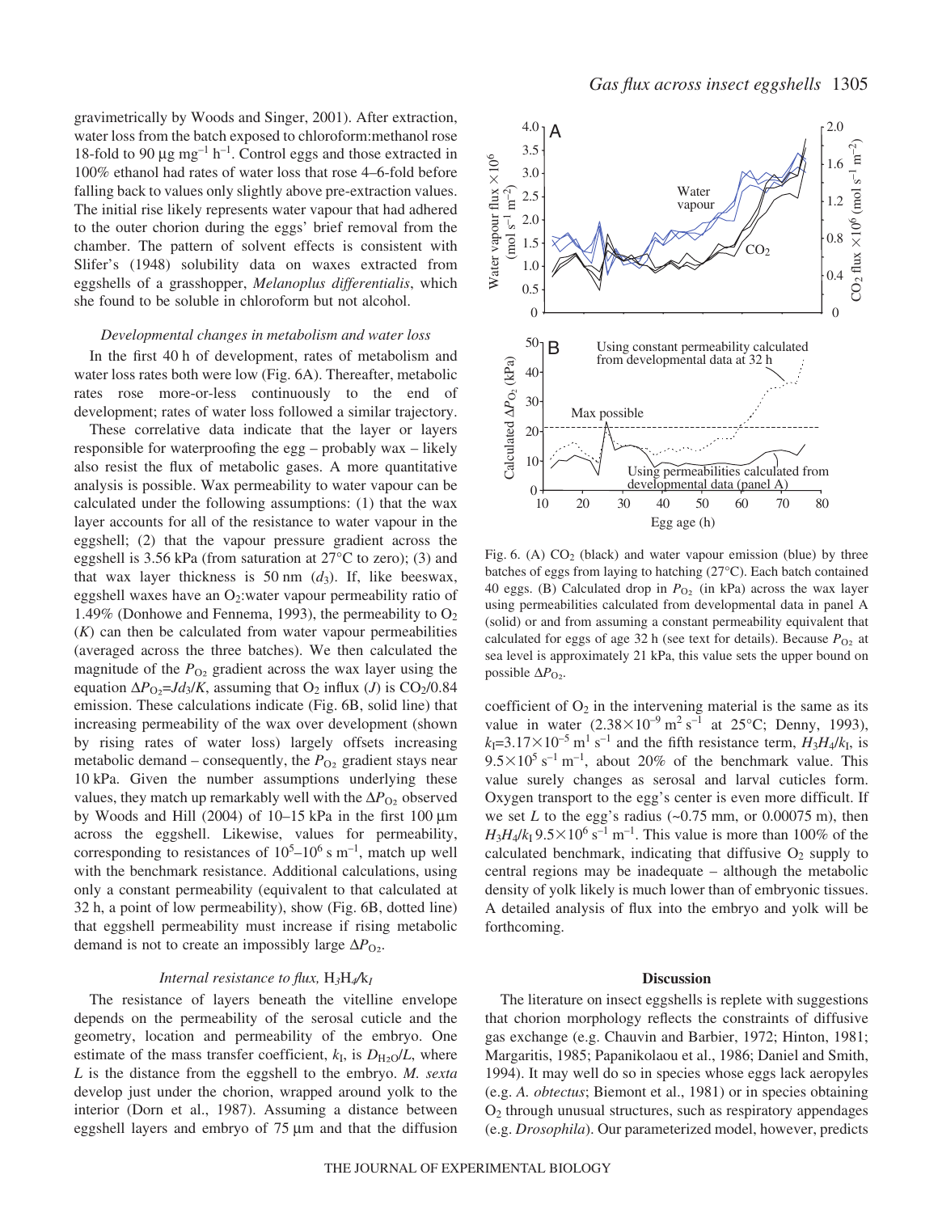gravimetrically by Woods and Singer, 2001). After extraction, water loss from the batch exposed to chloroform:methanol rose 18-fold to 90 μg mg$^{-1}$ h$^{-1}$. Control eggs and those extracted in 100% ethanol had rates of water loss that rose 4–6-fold before falling back to values only slightly above pre-extraction values. The initial rise likely represents water vapour that had adhered to the outer chorion during the eggs' brief removal from the chamber. The pattern of solvent effects is consistent with Slifer's (1948) solubility data on waxes extracted from eggshells of a grasshopper, *Melanoplus differentialis*, which she found to be soluble in chloroform but not alcohol.

### *Developmental changes in metabolism and water loss*

In the first 40 h of development, rates of metabolism and water loss rates both were low (Fig. 6A). Thereafter, metabolic rates rose more-or-less continuously to the end of development; rates of water loss followed a similar trajectory.

These correlative data indicate that the layer or layers responsible for waterproofing the egg – probably wax – likely also resist the flux of metabolic gases. A more quantitative analysis is possible. Wax permeability to water vapour can be calculated under the following assumptions: (1) that the wax layer accounts for all of the resistance to water vapour in the eggshell; (2) that the vapour pressure gradient across the eggshell is 3.56 kPa (from saturation at 27°C to zero); (3) and that wax layer thickness is 50 nm ($d_3$). If, like beeswax, eggshell waxes have an $O_2$:water vapour permeability ratio of 1.49% (Donhowe and Fennema, 1993), the permeability to $O_2$ ($K$) can then be calculated from water vapour permeabilities (averaged across the three batches). We then calculated the magnitude of the $P_{O_2}$ gradient across the wax layer using the equation $\Delta P_{O_2}=Jd_3/K$, assuming that $O_2$ influx ($J$) is $CO_2$/0.84 emission. These calculations indicate (Fig. 6B, solid line) that increasing permeability of the wax over development (shown by rising rates of water loss) largely offsets increasing metabolic demand – consequently, the $P_{O_2}$ gradient stays near 10 kPa. Given the number assumptions underlying these values, they match up remarkably well with the $\Delta P_{O_2}$ observed by Woods and Hill (2004) of 10–15 kPa in the first 100 μm across the eggshell. Likewise, values for permeability, corresponding to resistances of $10^5$–$10^6$ s m$^{-1}$, match up well with the benchmark resistance. Additional calculations, using only a constant permeability (equivalent to that calculated at 32 h, a point of low permeability), show (Fig. 6B, dotted line) that eggshell permeability must increase if rising metabolic demand is not to create an impossibly large $\Delta P_{O_2}$.

### *Internal resistance to flux,* $H_3H_4/k_I$

The resistance of layers beneath the vitelline envelope depends on the permeability of the serosal cuticle and the geometry, location and permeability of the embryo. One estimate of the mass transfer coefficient, $k_I$, is $D_{H_2O}/L$, where $L$ is the distance from the eggshell to the embryo. *M. sexta* develop just under the chorion, wrapped around yolk to the interior (Dorn et al., 1987). Assuming a distance between eggshell layers and embryo of 75 μm and that the diffusion coefficient of $O_2$ in the intervening material is the same as its value in water ($2.38\times10^{-9}$ m$^2$ s$^{-1}$ at 25°C; Denny, 1993), $k_I$=$3.17\times10^{-5}$ m$^1$ s$^{-1}$ and the fifth resistance term, $H_3H_4/k_I$, is $9.5\times10^5$ s$^{-1}$ m$^{-1}$, about 20% of the benchmark value. This value surely changes as serosal and larval cuticles form. Oxygen transport to the egg's center is even more difficult. If we set $L$ to the egg's radius (~0.75 mm, or 0.00075 m), then $H_3H_4/k_I$ $9.5\times10^6$ s$^{-1}$ m$^{-1}$. This value is more than 100% of the calculated benchmark, indicating that diffusive $O_2$ supply to central regions may be inadequate – although the metabolic density of yolk likely is much lower than of embryonic tissues. A detailed analysis of flux into the embryo and yolk will be forthcoming.

Fig. 6. (A) $CO_2$ (black) and water vapour emission (blue) by three batches of eggs from laying to hatching (27°C). Each batch contained 40 eggs. (B) Calculated drop in $P_{O_2}$ (in kPa) across the wax layer using permeabilities calculated from developmental data in panel A (solid) or and from assuming a constant permeability equivalent that calculated for eggs of age 32 h (see text for details). Because $P_{O_2}$ at sea level is approximately 21 kPa, this value sets the upper bound on possible $\Delta P_{O_2}$.

## Discussion

The literature on insect eggshells is replete with suggestions that chorion morphology reflects the constraints of diffusive gas exchange (e.g. Chauvin and Barbier, 1972; Hinton, 1981; Margaritis, 1985; Papanikolaou et al., 1986; Daniel and Smith, 1994). It may well do so in species whose eggs lack aeropyles (e.g. *A. obtectus*; Biemont et al., 1981) or in species obtaining $O_2$ through unusual structures, such as respiratory appendages (e.g. *Drosophila*). Our parameterized model, however, predicts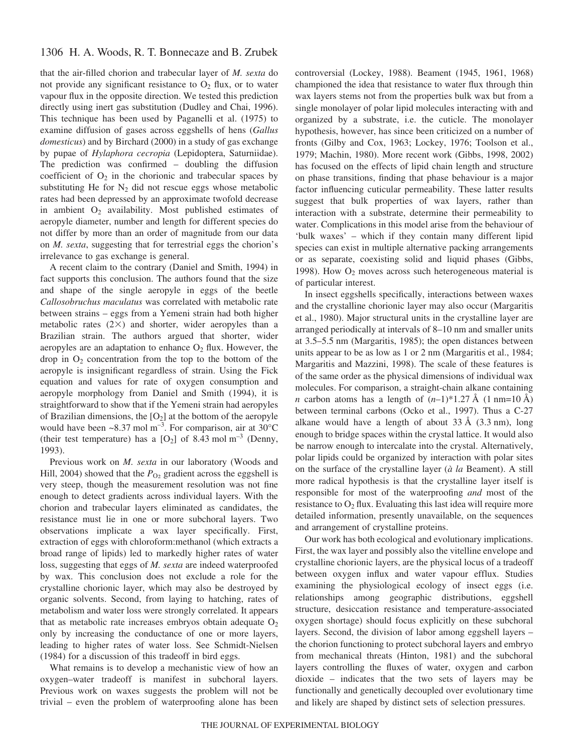that the air-filled chorion and trabecular layer of *M. sexta* do not provide any significant resistance to $O_2$ flux, or to water vapour flux in the opposite direction. We tested this prediction directly using inert gas substitution (Dudley and Chai, 1996). This technique has been used by Paganelli et al. (1975) to examine diffusion of gases across eggshells of hens (*Gallus domesticus*) and by Birchard (2000) in a study of gas exchange by pupae of *Hylaphora cecropia* (Lepidoptera, Saturniidae). The prediction was confirmed – doubling the diffusion coefficient of $O_2$ in the chorionic and trabecular spaces by substituting He for $N_2$ did not rescue eggs whose metabolic rates had been depressed by an approximate twofold decrease in ambient $O_2$ availability. Most published estimates of aeropyle diameter, number and length for different species do not differ by more than an order of magnitude from our data on *M. sexta*, suggesting that for terrestrial eggs the chorion's irrelevance to gas exchange is general.

A recent claim to the contrary (Daniel and Smith, 1994) in fact supports this conclusion. The authors found that the size and shape of the single aeropyle in eggs of the beetle *Callosobruchus maculatus* was correlated with metabolic rate between strains – eggs from a Yemeni strain had both higher metabolic rates (2×) and shorter, wider aeropyles than a Brazilian strain. The authors argued that shorter, wider aeropyles are an adaptation to enhance $O_2$ flux. However, the drop in $O_2$ concentration from the top to the bottom of the aeropyle is insignificant regardless of strain. Using the Fick equation and values for rate of oxygen consumption and aeropyle morphology from Daniel and Smith (1994), it is straightforward to show that if the Yemeni strain had aeropyles of Brazilian dimensions, the $[O_2]$ at the bottom of the aeropyle would have been ~8.37 mol $m^{-3}$. For comparison, air at 30°C (their test temperature) has a $[O_2]$ of 8.43 mol $m^{-3}$ (Denny, 1993).

Previous work on *M. sexta* in our laboratory (Woods and Hill, 2004) showed that the $P_{O_2}$ gradient across the eggshell is very steep, though the measurement resolution was not fine enough to detect gradients across individual layers. With the chorion and trabecular layers eliminated as candidates, the resistance must lie in one or more subchoral layers. Two observations implicate a wax layer specifically. First, extraction of eggs with chloroform:methanol (which extracts a broad range of lipids) led to markedly higher rates of water loss, suggesting that eggs of *M. sexta* are indeed waterproofed by wax. This conclusion does not exclude a role for the crystalline chorionic layer, which may also be destroyed by organic solvents. Second, from laying to hatching, rates of metabolism and water loss were strongly correlated. It appears that as metabolic rate increases embryos obtain adequate $O_2$ only by increasing the conductance of one or more layers, leading to higher rates of water loss. See Schmidt-Nielsen (1984) for a discussion of this tradeoff in bird eggs.

What remains is to develop a mechanistic view of how an oxygen–water tradeoff is manifest in subchoral layers. Previous work on waxes suggests the problem will not be trivial – even the problem of waterproofing alone has been controversial (Lockey, 1988). Beament (1945, 1961, 1968) championed the idea that resistance to water flux through thin wax layers stems not from the properties bulk wax but from a single monolayer of polar lipid molecules interacting with and organized by a substrate, i.e. the cuticle. The monolayer hypothesis, however, has since been criticized on a number of fronts (Gilby and Cox, 1963; Lockey, 1976; Toolson et al., 1979; Machin, 1980). More recent work (Gibbs, 1998, 2002) has focused on the effects of lipid chain length and structure on phase transitions, finding that phase behaviour is a major factor influencing cuticular permeability. These latter results suggest that bulk properties of wax layers, rather than interaction with a substrate, determine their permeability to water. Complications in this model arise from the behaviour of 'bulk waxes' – which if they contain many different lipid species can exist in multiple alternative packing arrangements or as separate, coexisting solid and liquid phases (Gibbs, 1998). How $O_2$ moves across such heterogeneous material is of particular interest.

In insect eggshells specifically, interactions between waxes and the crystalline chorionic layer may also occur (Margaritis et al., 1980). Major structural units in the crystalline layer are arranged periodically at intervals of 8–10 nm and smaller units at 3.5–5.5 nm (Margaritis, 1985); the open distances between units appear to be as low as 1 or 2 nm (Margaritis et al., 1984; Margaritis and Mazzini, 1998). The scale of these features is of the same order as the physical dimensions of individual wax molecules. For comparison, a straight-chain alkane containing $n$ carbon atoms has a length of $(n-1)$*1.27 Å (1 nm=10 Å) between terminal carbons (Ocko et al., 1997). Thus a C-27 alkane would have a length of about 33 Å (3.3 nm), long enough to bridge spaces within the crystal lattice. It would also be narrow enough to intercalate into the crystal. Alternatively, polar lipids could be organized by interaction with polar sites on the surface of the crystalline layer (*à la* Beament). A still more radical hypothesis is that the crystalline layer itself is responsible for most of the waterproofing *and* most of the resistance to $O_2$ flux. Evaluating this last idea will require more detailed information, presently unavailable, on the sequences and arrangement of crystalline proteins.

Our work has both ecological and evolutionary implications. First, the wax layer and possibly also the vitelline envelope and crystalline chorionic layers, are the physical locus of a tradeoff between oxygen influx and water vapour efflux. Studies examining the physiological ecology of insect eggs (i.e. relationships among geographic distributions, eggshell structure, desiccation resistance and temperature-associated oxygen shortage) should focus explicitly on these subchoral layers. Second, the division of labor among eggshell layers – the chorion functioning to protect subchoral layers and embryo from mechanical threats (Hinton, 1981) and the subchoral layers controlling the fluxes of water, oxygen and carbon dioxide – indicates that the two sets of layers may be functionally and genetically decoupled over evolutionary time and likely are shaped by distinct sets of selection pressures.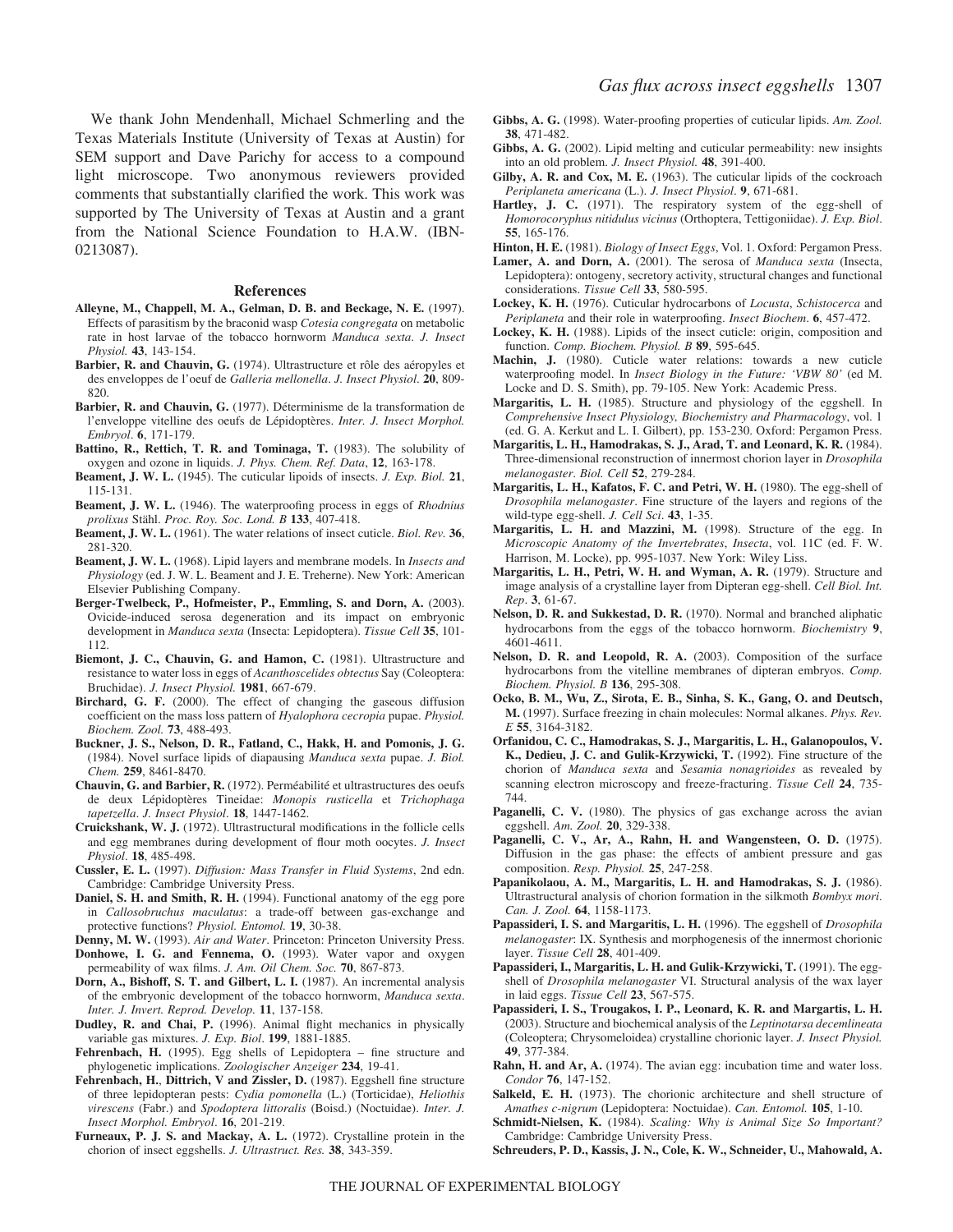We thank John Mendenhall, Michael Schmerling and the Texas Materials Institute (University of Texas at Austin) for SEM support and Dave Parichy for access to a compound light microscope. Two anonymous reviewers provided comments that substantially clarified the work. This work was supported by The University of Texas at Austin and a grant from the National Science Foundation to H.A.W. (IBN-0213087).

## References

**Alleyne, M., Chappell, M. A., Gelman, D. B. and Beckage, N. E.** (1997). Effects of parasitism by the braconid wasp *Cotesia congregata* on metabolic rate in host larvae of the tobacco hornworm *Manduca sexta*. *J. Insect Physiol.* **43**, 143-154.

**Barbier, R. and Chauvin, G.** (1974). Ultrastructure et rôle des aéropyles et des enveloppes de l'oeuf de *Galleria mellonella*. *J. Insect Physiol*. **20**, 809-820.

**Barbier, R. and Chauvin, G.** (1977). Déterminisme de la transformation de l'enveloppe vitelline des oeufs de Lépidoptères. *Inter. J. Insect Morphol. Embryol*. **6**, 171-179.

**Battino, R., Rettich, T. R. and Tominaga, T.** (1983). The solubility of oxygen and ozone in liquids. *J. Phys. Chem. Ref. Data*, **12**, 163-178.

**Beament, J. W. L.** (1945). The cuticular lipoids of insects. *J. Exp. Biol.* **21**, 115-131.

**Beament, J. W. L.** (1946). The waterproofing process in eggs of *Rhodnius prolixus* Stähl. *Proc. Roy. Soc. Lond. B* **133**, 407-418.

**Beament, J. W. L.** (1961). The water relations of insect cuticle. *Biol. Rev*. **36**, 281-320.

**Beament, J. W. L.** (1968). Lipid layers and membrane models. In *Insects and Physiology* (ed. J. W. L. Beament and J. E. Treherne). New York: American Elsevier Publishing Company.

**Berger-Twelbeck, P., Hofmeister, P., Emmling, S. and Dorn, A.** (2003). Ovicide-induced serosa degeneration and its impact on embryonic development in *Manduca sexta* (Insecta: Lepidoptera). *Tissue Cell* **35**, 101-112.

**Biemont, J. C., Chauvin, G. and Hamon, C.** (1981). Ultrastructure and resistance to water loss in eggs of *Acanthoscelides obtectus* Say (Coleoptera: Bruchidae). *J. Insect Physiol.* **1981**, 667-679.

**Birchard, G. F.** (2000). The effect of changing the gaseous diffusion coefficient on the mass loss pattern of *Hyalophora cecropia* pupae. *Physiol. Biochem. Zool.* **73**, 488-493.

**Buckner, J. S., Nelson, D. R., Fatland, C., Hakk, H. and Pomonis, J. G.** (1984). Novel surface lipids of diapausing *Manduca sexta* pupae. *J. Biol. Chem.* **259**, 8461-8470.

**Chauvin, G. and Barbier, R.** (1972). Perméabilité et ultrastructures des oeufs de deux Lépidoptères Tineidae: *Monopis rusticella* et *Trichophaga tapetzella*. *J. Insect Physiol*. **18**, 1447-1462.

**Cruickshank, W. J.** (1972). Ultrastructural modifications in the follicle cells and egg membranes during development of flour moth oocytes. *J. Insect Physiol*. **18**, 485-498.

**Cussler, E. L.** (1997). *Diffusion: Mass Transfer in Fluid Systems*, 2nd edn. Cambridge: Cambridge University Press.

**Daniel, S. H. and Smith, R. H.** (1994). Functional anatomy of the egg pore in *Callosobruchus maculatus*: a trade-off between gas-exchange and protective functions? *Physiol. Entomol.* **19**, 30-38.

**Denny, M. W.** (1993). *Air and Water*. Princeton: Princeton University Press.

**Donhowe, I. G. and Fennema, O.** (1993). Water vapor and oxygen permeability of wax films. *J. Am. Oil Chem. Soc.* **70**, 867-873.

**Dorn, A., Bishoff, S. T. and Gilbert, L. I.** (1987). An incremental analysis of the embryonic development of the tobacco hornworm, *Manduca sexta*. *Inter. J. Invert. Reprod. Develop.* **11**, 137-158.

**Dudley, R. and Chai, P.** (1996). Animal flight mechanics in physically variable gas mixtures. *J. Exp. Biol*. **199**, 1881-1885.

**Fehrenbach, H.** (1995). Egg shells of Lepidoptera – fine structure and phylogenetic implications. *Zoologischer Anzeiger* **234**, 19-41.

**Fehrenbach, H.**, **Dittrich, V and Zissler, D.** (1987). Eggshell fine structure of three lepidopteran pests: *Cydia pomonella* (L.) (Torticidae), *Heliothis virescens* (Fabr.) and *Spodoptera littoralis* (Boisd.) (Noctuidae). *Inter. J. Insect Morphol. Embryol*. **16**, 201-219.

**Furneaux, P. J. S. and Mackay, A. L.** (1972). Crystalline protein in the chorion of insect eggshells. *J. Ultrastruct. Res.* **38**, 343-359.

**Gibbs, A. G.** (1998). Water-proofing properties of cuticular lipids. *Am. Zool.* **38**, 471-482.

**Gibbs, A. G.** (2002). Lipid melting and cuticular permeability: new insights into an old problem. *J. Insect Physiol.* **48**, 391-400.

**Gilby, A. R. and Cox, M. E.** (1963). The cuticular lipids of the cockroach *Periplaneta americana* (L.). *J. Insect Physiol*. **9**, 671-681.

**Hartley, J. C.** (1971). The respiratory system of the egg-shell of *Homorocoryphus nitidulus vicinus* (Orthoptera, Tettigoniidae). *J. Exp. Biol*. **55**, 165-176.

**Hinton, H. E.** (1981). *Biology of Insect Eggs*, Vol. 1. Oxford: Pergamon Press.

**Lamer, A. and Dorn, A.** (2001). The serosa of *Manduca sexta* (Insecta, Lepidoptera): ontogeny, secretory activity, structural changes and functional considerations. *Tissue Cell* **33**, 580-595.

**Lockey, K. H.** (1976). Cuticular hydrocarbons of *Locusta*, *Schistocerca* and *Periplaneta* and their role in waterproofing. *Insect Biochem*. **6**, 457-472.

**Lockey, K. H.** (1988). Lipids of the insect cuticle: origin, composition and function. *Comp. Biochem. Physiol. B* **89**, 595-645.

**Machin, J.** (1980). Cuticle water relations: towards a new cuticle waterproofing model. In *Insect Biology in the Future: 'VBW 80'* (ed M. Locke and D. S. Smith), pp. 79-105. New York: Academic Press.

**Margaritis, L. H.** (1985). Structure and physiology of the eggshell. In *Comprehensive Insect Physiology, Biochemistry and Pharmacology*, vol. 1 (ed. G. A. Kerkut and L. I. Gilbert), pp. 153-230. Oxford: Pergamon Press.

**Margaritis, L. H., Hamodrakas, S. J., Arad, T. and Leonard, K. R.** (1984). Three-dimensional reconstruction of innermost chorion layer in *Drosophila melanogaster*. *Biol. Cell* **52**, 279-284.

**Margaritis, L. H., Kafatos, F. C. and Petri, W. H.** (1980). The egg-shell of *Drosophila melanogaster*. Fine structure of the layers and regions of the wild-type egg-shell. *J. Cell Sci*. **43**, 1-35.

**Margaritis, L. H. and Mazzini, M.** (1998). Structure of the egg. In *Microscopic Anatomy of the Invertebrates*, *Insecta*, vol. 11C (ed. F. W. Harrison, M. Locke), pp. 995-1037. New York: Wiley Liss.

**Margaritis, L. H., Petri, W. H. and Wyman, A. R.** (1979). Structure and image analysis of a crystalline layer from Dipteran egg-shell. *Cell Biol. Int. Rep*. **3**, 61-67.

**Nelson, D. R. and Sukkestad, D. R.** (1970). Normal and branched aliphatic hydrocarbons from the eggs of the tobacco hornworm. *Biochemistry* **9**, 4601-4611.

**Nelson, D. R. and Leopold, R. A.** (2003). Composition of the surface hydrocarbons from the vitelline membranes of dipteran embryos. *Comp. Biochem. Physiol. B* **136**, 295-308.

**Ocko, B. M., Wu, Z., Sirota, E. B., Sinha, S. K., Gang, O. and Deutsch, M.** (1997). Surface freezing in chain molecules: Normal alkanes. *Phys. Rev. E* **55**, 3164-3182.

**Orfanidou, C. C., Hamodrakas, S. J., Margaritis, L. H., Galanopoulos, V. K., Dedieu, J. C. and Gulik-Krzywicki, T.** (1992). Fine structure of the chorion of *Manduca sexta* and *Sesamia nonagrioides* as revealed by scanning electron microscopy and freeze-fracturing. *Tissue Cell* **24**, 735-744.

**Paganelli, C. V.** (1980). The physics of gas exchange across the avian eggshell. *Am. Zool.* **20**, 329-338.

**Paganelli, C. V., Ar, A., Rahn, H. and Wangensteen, O. D.** (1975). Diffusion in the gas phase: the effects of ambient pressure and gas composition. *Resp. Physiol.* **25**, 247-258.

**Papanikolaou, A. M., Margaritis, L. H. and Hamodrakas, S. J.** (1986). Ultrastructural analysis of chorion formation in the silkmoth *Bombyx mori*. *Can. J. Zool.* **64**, 1158-1173.

**Papassideri, I. S. and Margaritis, L. H.** (1996). The eggshell of *Drosophila melanogaster*: IX. Synthesis and morphogenesis of the innermost chorionic layer. *Tissue Cell* **28**, 401-409.

**Papassideri, I., Margaritis, L. H. and Gulik-Krzywicki, T.** (1991). The egg-shell of *Drosophila melanogaster* VI. Structural analysis of the wax layer in laid eggs. *Tissue Cell* **23**, 567-575.

**Papassideri, I. S., Trougakos, I. P., Leonard, K. R. and Margartis, L. H.** (2003). Structure and biochemical analysis of the *Leptinotarsa decemlineata* (Coleoptera; Chrysomeloidea) crystalline chorionic layer. *J. Insect Physiol.* **49**, 377-384.

**Rahn, H. and Ar, A.** (1974). The avian egg: incubation time and water loss. *Condor* **76**, 147-152.

**Salkeld, E. H.** (1973). The chorionic architecture and shell structure of *Amathes c-nigrum* (Lepidoptera: Noctuidae). *Can. Entomol.* **105**, 1-10.

**Schmidt-Nielsen, K.** (1984). *Scaling: Why is Animal Size So Important?* Cambridge: Cambridge University Press.

**Schreuders, P. D., Kassis, J. N., Cole, K. W., Schneider, U., Mahowald, A.**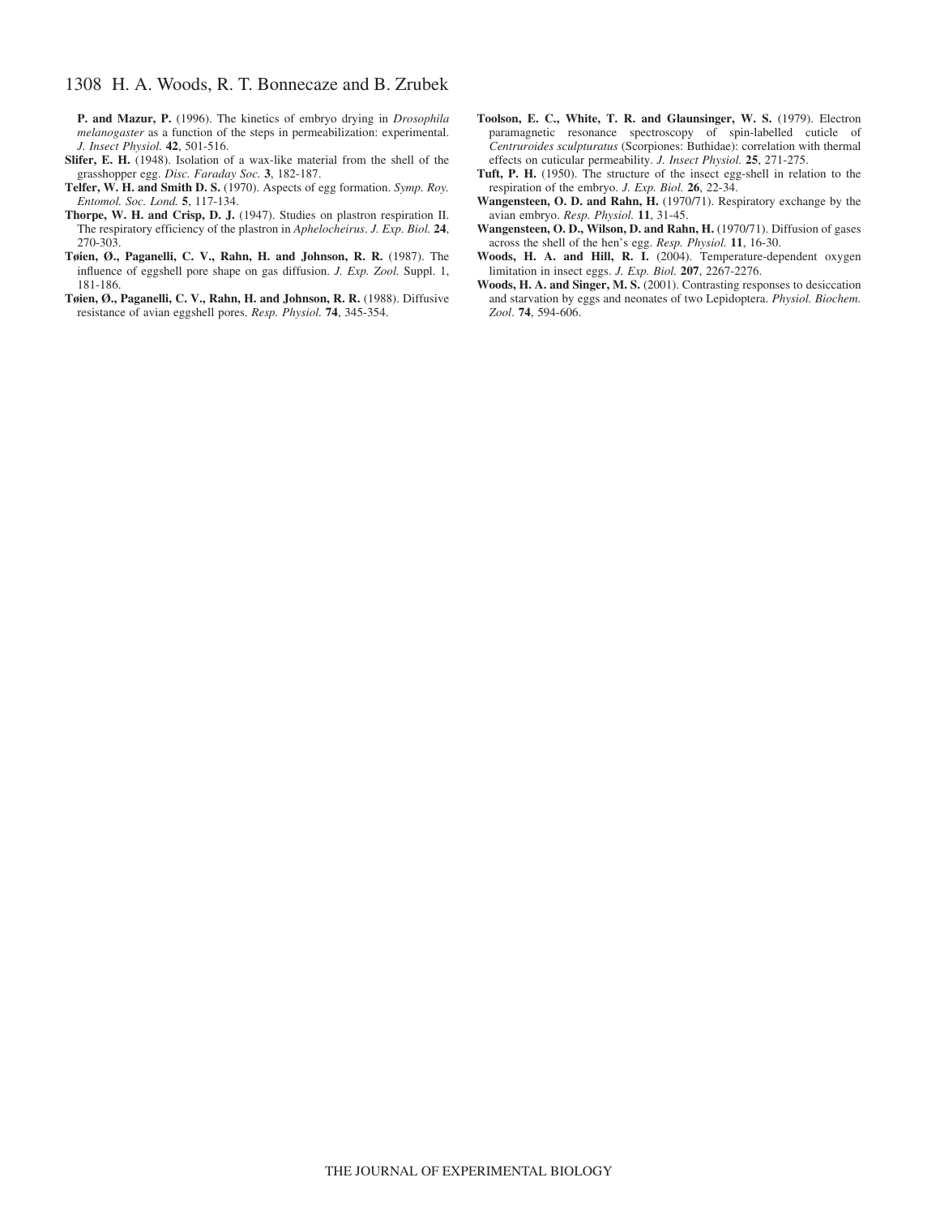**P. and Mazur, P.** (1996). The kinetics of embryo drying in *Drosophila melanogaster* as a function of the steps in permeabilization: experimental. *J. Insect Physiol.* **42**, 501-516.

**Slifer, E. H.** (1948). Isolation of a wax-like material from the shell of the grasshopper egg. *Disc. Faraday Soc.* **3**, 182-187.

**Telfer, W. H. and Smith D. S.** (1970). Aspects of egg formation. *Symp. Roy. Entomol. Soc. Lond.* **5**, 117-134.

**Thorpe, W. H. and Crisp, D. J.** (1947). Studies on plastron respiration II. The respiratory efficiency of the plastron in *Aphelocheirus*. *J. Exp. Biol.* **24**, 270-303.

**Tøien, Ø., Paganelli, C. V., Rahn, H. and Johnson, R. R.** (1987). The influence of eggshell pore shape on gas diffusion. *J. Exp. Zool.* Suppl. 1, 181-186.

**Tøien, Ø., Paganelli, C. V., Rahn, H. and Johnson, R. R.** (1988). Diffusive resistance of avian eggshell pores. *Resp. Physiol.* **74**, 345-354.

**Toolson, E. C., White, T. R. and Glaunsinger, W. S.** (1979). Electron paramagnetic resonance spectroscopy of spin-labelled cuticle of *Centruroides sculpturatus* (Scorpiones: Buthidae): correlation with thermal effects on cuticular permeability. *J. Insect Physiol.* **25**, 271-275.

**Tuft, P. H.** (1950). The structure of the insect egg-shell in relation to the respiration of the embryo. *J. Exp. Biol.* **26**, 22-34.

**Wangensteen, O. D. and Rahn, H.** (1970/71). Respiratory exchange by the avian embryo. *Resp. Physiol.* **11**, 31-45.

**Wangensteen, O. D., Wilson, D. and Rahn, H.** (1970/71). Diffusion of gases across the shell of the hen's egg. *Resp. Physiol.* **11**, 16-30.

**Woods, H. A. and Hill, R. I.** (2004). Temperature-dependent oxygen limitation in insect eggs. *J. Exp. Biol.* **207**, 2267-2276.

**Woods, H. A. and Singer, M. S.** (2001). Contrasting responses to desiccation and starvation by eggs and neonates of two Lepidoptera. *Physiol. Biochem. Zool*. **74**, 594-606.